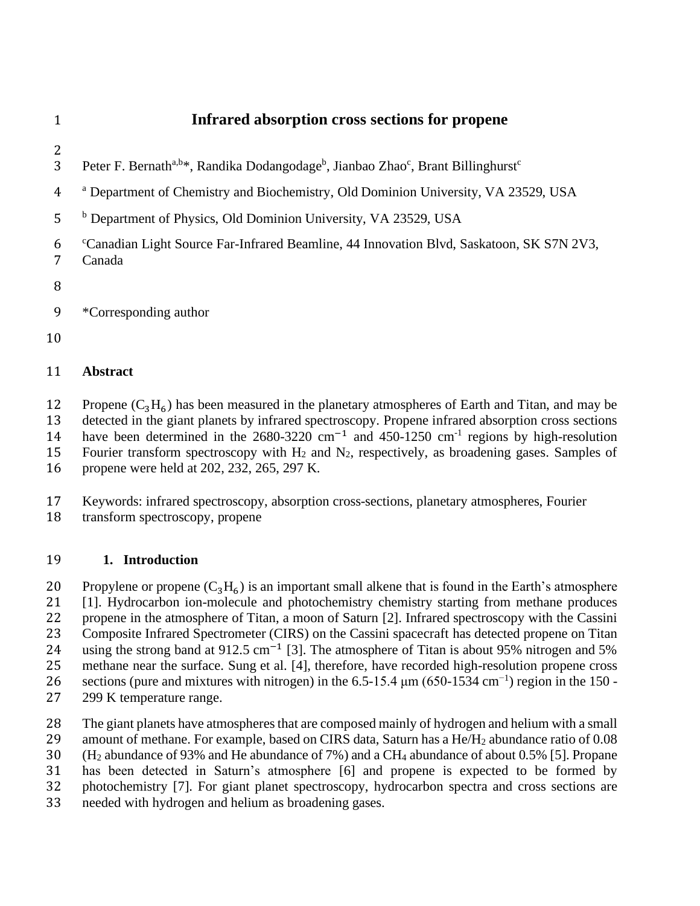# Infrared absorption cross sections for propene

Peter F. Bernath[a,b]*, Randika Dodangodage[b], Jianbao Zhao[c], Brant Billinghurst[c]

[a] Department of Chemistry and Biochemistry, Old Dominion University, VA 23529, USA

[b] Department of Physics, Old Dominion University, VA 23529, USA

[c] Canadian Light Source Far-Infrared Beamline, 44 Innovation Blvd, Saskatoon, SK S7N 2V3, Canada

*Corresponding author

## Abstract

Propene ($C_3H_6$) has been measured in the planetary atmospheres of Earth and Titan, and may be detected in the giant planets by infrared spectroscopy. Propene infrared absorption cross sections have been determined in the 2680-3220 $cm^{-1}$ and 450-1250 $cm^{-1}$ regions by high-resolution Fourier transform spectroscopy with $H_2$ and $N_2$, respectively, as broadening gases. Samples of propene were held at 202, 232, 265, 297 K.

Keywords: infrared spectroscopy, absorption cross-sections, planetary atmospheres, Fourier transform spectroscopy, propene

## 1. Introduction

Propylene or propene ($C_3H_6$) is an important small alkene that is found in the Earth's atmosphere [1]. Hydrocarbon ion-molecule and photochemistry chemistry starting from methane produces propene in the atmosphere of Titan, a moon of Saturn [2]. Infrared spectroscopy with the Cassini Composite Infrared Spectrometer (CIRS) on the Cassini spacecraft has detected propene on Titan using the strong band at 912.5 $cm^{-1}$ [3]. The atmosphere of Titan is about 95% nitrogen and 5% methane near the surface. Sung et al. [4], therefore, have recorded high-resolution propene cross sections (pure and mixtures with nitrogen) in the 6.5-15.4 μm (650-1534 $cm^{-1}$) region in the 150 - 299 K temperature range.

The giant planets have atmospheres that are composed mainly of hydrogen and helium with a small amount of methane. For example, based on CIRS data, Saturn has a He/$H_2$ abundance ratio of 0.08 ($H_2$ abundance of 93% and He abundance of 7%) and a $CH_4$ abundance of about 0.5% [5]. Propane has been detected in Saturn's atmosphere [6] and propene is expected to be formed by photochemistry [7]. For giant planet spectroscopy, hydrocarbon spectra and cross sections are needed with hydrogen and helium as broadening gases.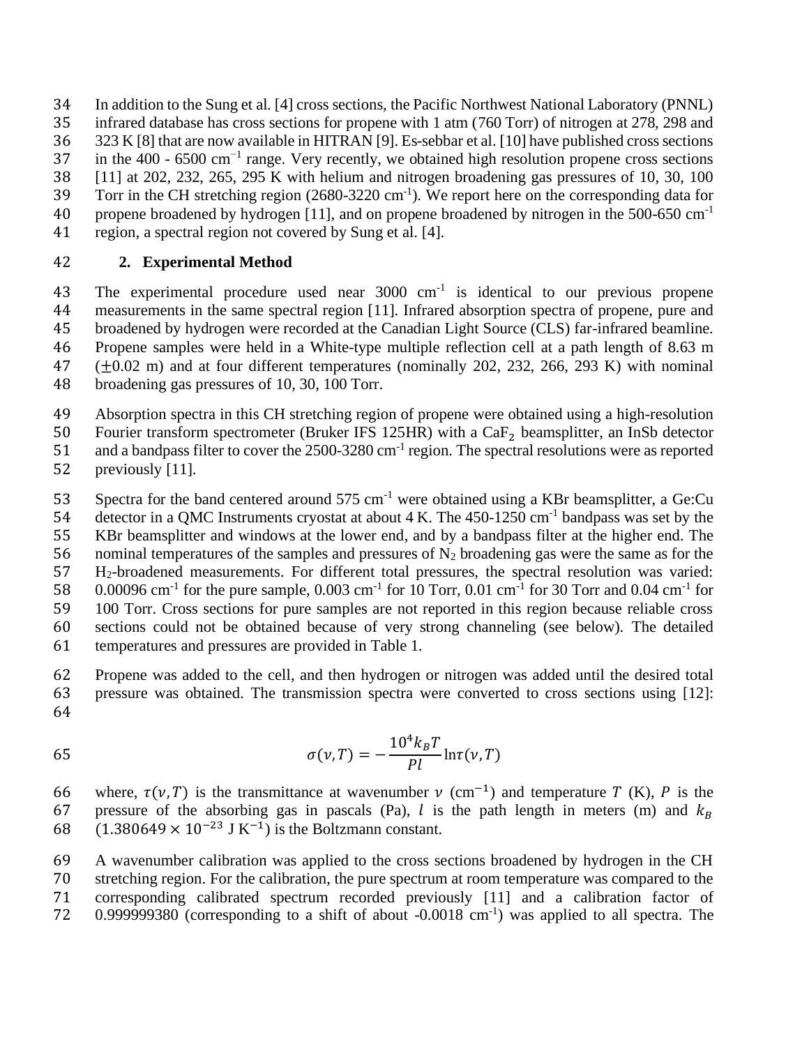In addition to the Sung et al. [4] cross sections, the Pacific Northwest National Laboratory (PNNL) infrared database has cross sections for propene with 1 atm (760 Torr) of nitrogen at 278, 298 and 323 K [8] that are now available in HITRAN [9]. Es-sebbar et al. [10] have published cross sections in the 400 - 6500 $cm^{-1}$ range. Very recently, we obtained high resolution propene cross sections [11] at 202, 232, 265, 295 K with helium and nitrogen broadening gas pressures of 10, 30, 100 Torr in the CH stretching region (2680-3220 $cm^{-1}$). We report here on the corresponding data for propene broadened by hydrogen [11], and on propene broadened by nitrogen in the 500-650 $cm^{-1}$ region, a spectral region not covered by Sung et al. [4].

## 2. Experimental Method

The experimental procedure used near 3000 $cm^{-1}$ is identical to our previous propene measurements in the same spectral region [11]. Infrared absorption spectra of propene, pure and broadened by hydrogen were recorded at the Canadian Light Source (CLS) far-infrared beamline. Propene samples were held in a White-type multiple reflection cell at a path length of 8.63 m ($\pm$0.02 m) and at four different temperatures (nominally 202, 232, 266, 293 K) with nominal broadening gas pressures of 10, 30, 100 Torr.

Absorption spectra in this CH stretching region of propene were obtained using a high-resolution Fourier transform spectrometer (Bruker IFS 125HR) with a $CaF_2$ beamsplitter, an InSb detector and a bandpass filter to cover the 2500-3280 $cm^{-1}$ region. The spectral resolutions were as reported previously [11].

Spectra for the band centered around 575 $cm^{-1}$ were obtained using a KBr beamsplitter, a Ge:Cu detector in a QMC Instruments cryostat at about 4 K. The 450-1250 $cm^{-1}$ bandpass was set by the KBr beamsplitter and windows at the lower end, and by a bandpass filter at the higher end. The nominal temperatures of the samples and pressures of $N_2$ broadening gas were the same as for the $H_2$-broadened measurements. For different total pressures, the spectral resolution was varied: 0.00096 $cm^{-1}$ for the pure sample, 0.003 $cm^{-1}$ for 10 Torr, 0.01 $cm^{-1}$ for 30 Torr and 0.04 $cm^{-1}$ for 100 Torr. Cross sections for pure samples are not reported in this region because reliable cross sections could not be obtained because of very strong channeling (see below). The detailed temperatures and pressures are provided in Table 1.

Propene was added to the cell, and then hydrogen or nitrogen was added until the desired total pressure was obtained. The transmission spectra were converted to cross sections using [12]:

$$\sigma(\nu, T) = -\frac{10^4 k_B T}{Pl} \ln\tau(\nu, T)$$

where, $\tau(\nu, T)$ is the transmittance at wavenumber $\nu$ ($cm^{-1}$) and temperature $T$ (K), $P$ is the pressure of the absorbing gas in pascals (Pa), $l$ is the path length in meters (m) and $k_B$ ($1.380649 \times 10^{-23}$ J $K^{-1}$) is the Boltzmann constant.

A wavenumber calibration was applied to the cross sections broadened by hydrogen in the CH stretching region. For the calibration, the pure spectrum at room temperature was compared to the corresponding calibrated spectrum recorded previously [11] and a calibration factor of 0.999999380 (corresponding to a shift of about -0.0018 $cm^{-1}$) was applied to all spectra. The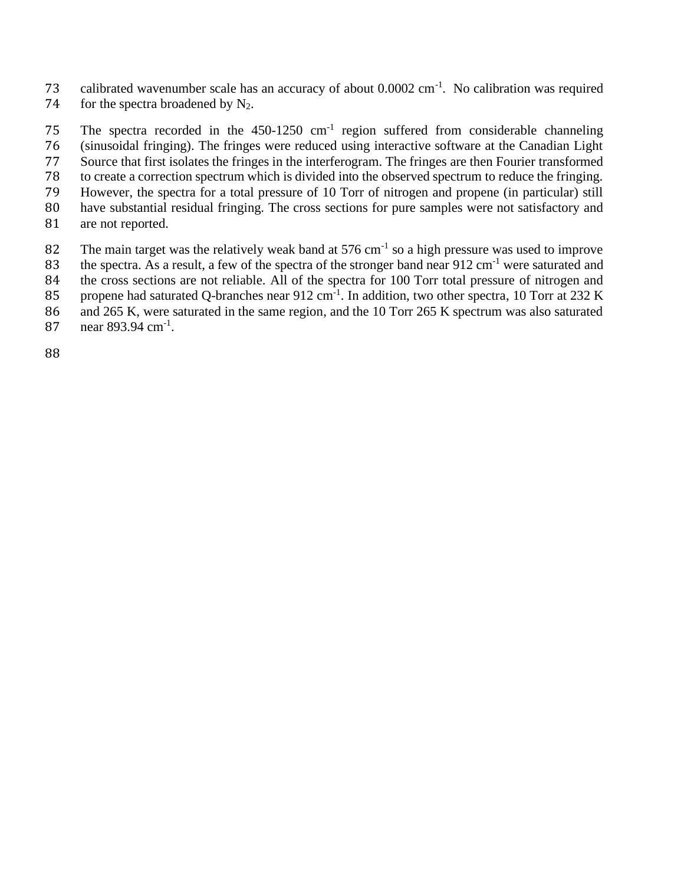calibrated wavenumber scale has an accuracy of about 0.0002 $cm^{-1}$. No calibration was required for the spectra broadened by $N_2$.

The spectra recorded in the 450-1250 $cm^{-1}$ region suffered from considerable channeling (sinusoidal fringing). The fringes were reduced using interactive software at the Canadian Light Source that first isolates the fringes in the interferogram. The fringes are then Fourier transformed to create a correction spectrum which is divided into the observed spectrum to reduce the fringing. However, the spectra for a total pressure of 10 Torr of nitrogen and propene (in particular) still have substantial residual fringing. The cross sections for pure samples were not satisfactory and are not reported.

The main target was the relatively weak band at 576 $cm^{-1}$ so a high pressure was used to improve the spectra. As a result, a few of the spectra of the stronger band near 912 $cm^{-1}$ were saturated and the cross sections are not reliable. All of the spectra for 100 Torr total pressure of nitrogen and propene had saturated Q-branches near 912 $cm^{-1}$. In addition, two other spectra, 10 Torr at 232 K and 265 K, were saturated in the same region, and the 10 Torr 265 K spectrum was also saturated near 893.94 $cm^{-1}$.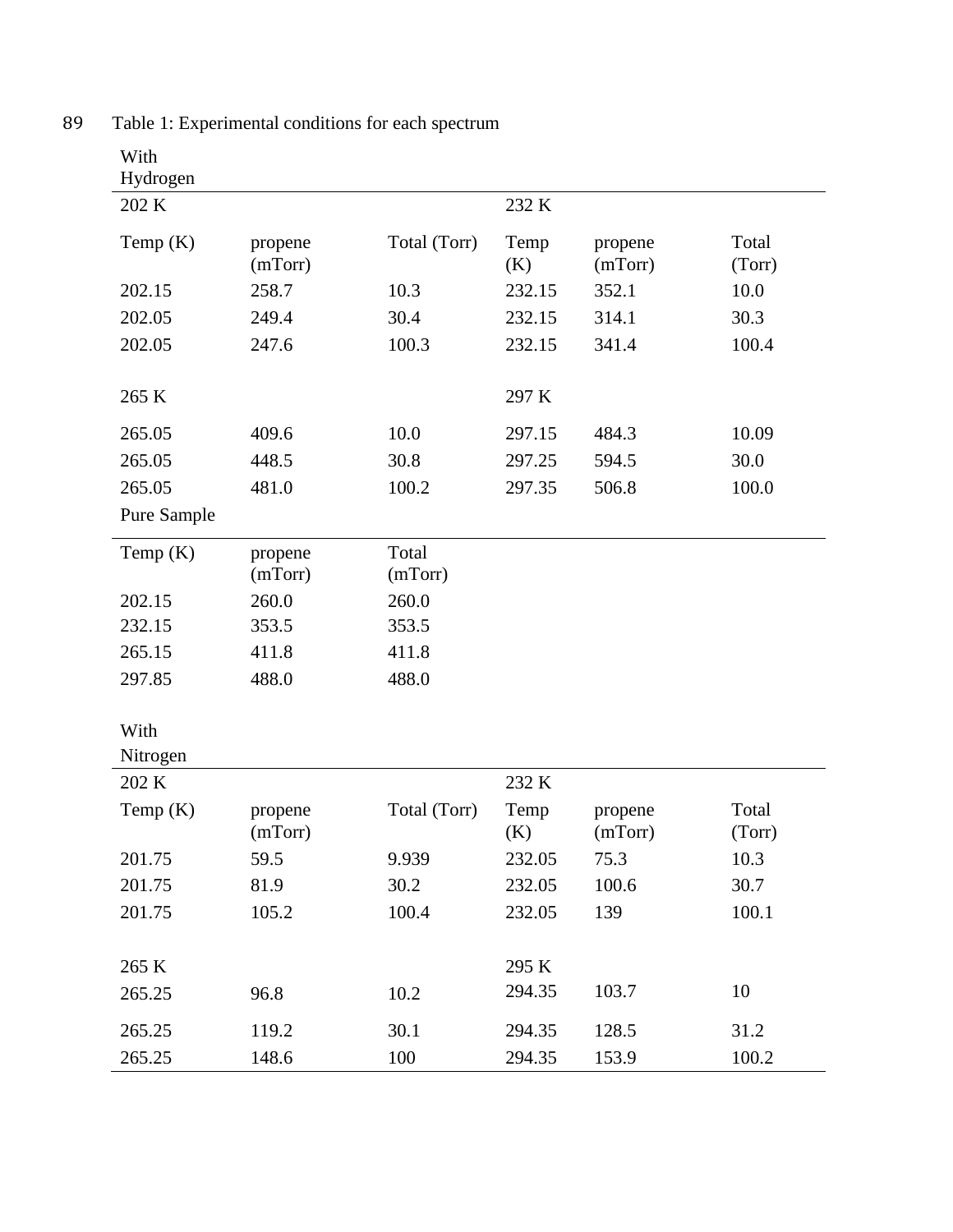Table 1: Experimental conditions for each spectrum

With Hydrogen

| 202 K | | | 232 K | | |
|---|---|---|---|---|---|
| Temp (K) | propene (mTorr) | Total (Torr) | Temp (K) | propene (mTorr) | Total (Torr) |
| 202.15 | 258.7 | 10.3 | 232.15 | 352.1 | 10.0 |
| 202.05 | 249.4 | 30.4 | 232.15 | 314.1 | 30.3 |
| 202.05 | 247.6 | 100.3 | 232.15 | 341.4 | 100.4 |
| 265 K | | | 297 K | | |
| 265.05 | 409.6 | 10.0 | 297.15 | 484.3 | 10.09 |
| 265.05 | 448.5 | 30.8 | 297.25 | 594.5 | 30.0 |
| 265.05 | 481.0 | 100.2 | 297.35 | 506.8 | 100.0 |

Pure Sample

| Temp (K) | propene (mTorr) | Total (mTorr) |
|---|---|---|
| 202.15 | 260.0 | 260.0 |
| 232.15 | 353.5 | 353.5 |
| 265.15 | 411.8 | 411.8 |
| 297.85 | 488.0 | 488.0 |

With Nitrogen

| 202 K | | | 232 K | | |
|---|---|---|---|---|---|
| Temp (K) | propene (mTorr) | Total (Torr) | Temp (K) | propene (mTorr) | Total (Torr) |
| 201.75 | 59.5 | 9.939 | 232.05 | 75.3 | 10.3 |
| 201.75 | 81.9 | 30.2 | 232.05 | 100.6 | 30.7 |
| 201.75 | 105.2 | 100.4 | 232.05 | 139 | 100.1 |
| 265 K | | | 295 K | | |
| 265.25 | 96.8 | 10.2 | 294.35 | 103.7 | 10 |
| 265.25 | 119.2 | 30.1 | 294.35 | 128.5 | 31.2 |
| 265.25 | 148.6 | 100 | 294.35 | 153.9 | 100.2 |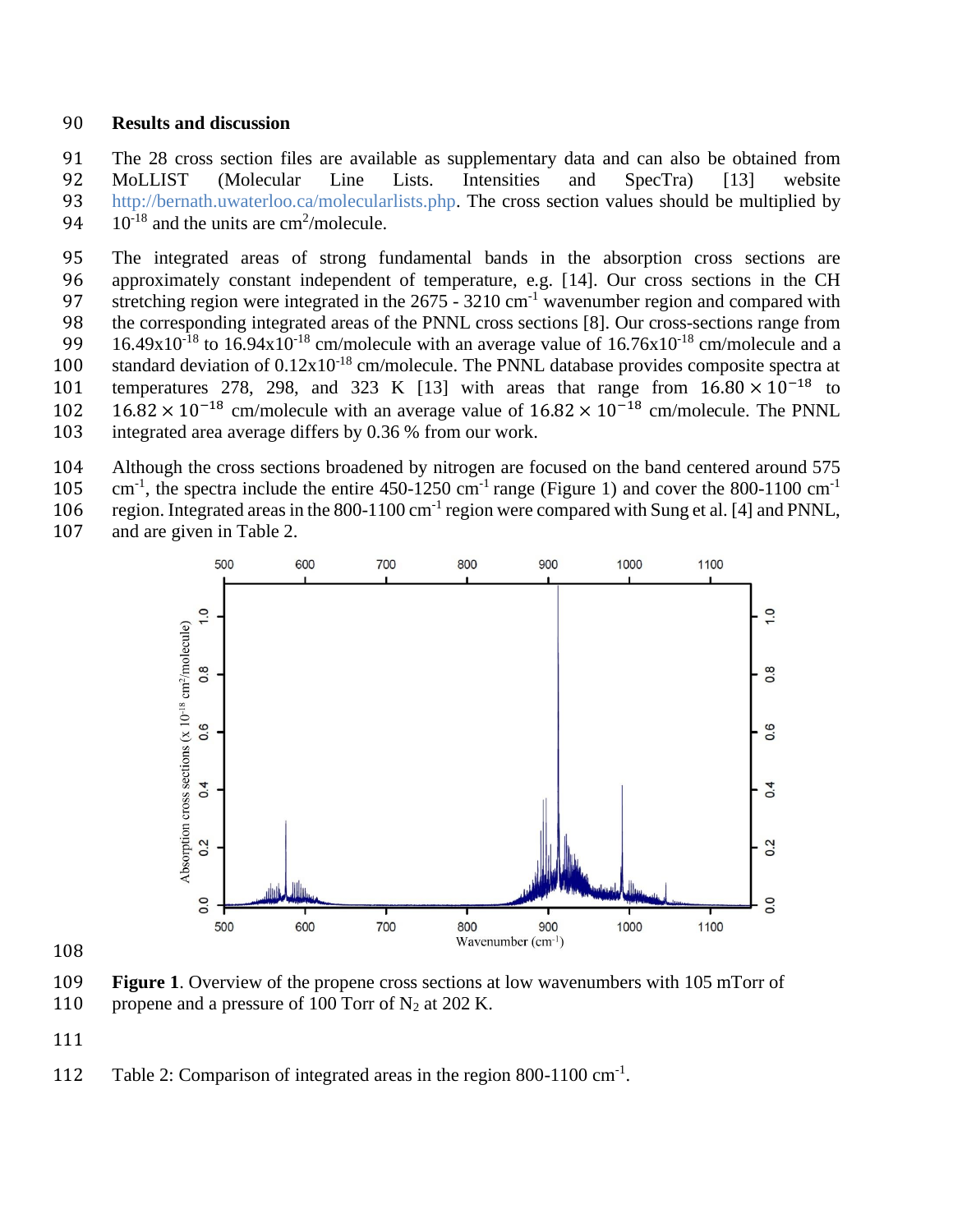## Results and discussion

The 28 cross section files are available as supplementary data and can also be obtained from MoLLIST (Molecular Line Lists. Intensities and SpecTra) [13] website http://bernath.uwaterloo.ca/molecularlists.php. The cross section values should be multiplied by $10^{-18}$ and the units are $cm^2$/molecule.

The integrated areas of strong fundamental bands in the absorption cross sections are approximately constant independent of temperature, e.g. [14]. Our cross sections in the CH stretching region were integrated in the 2675 - 3210 $cm^{-1}$ wavenumber region and compared with the corresponding integrated areas of the PNNL cross sections [8]. Our cross-sections range from $16.49 \times 10^{-18}$ to $16.94 \times 10^{-18}$ cm/molecule with an average value of $16.76 \times 10^{-18}$ cm/molecule and a standard deviation of $0.12 \times 10^{-18}$ cm/molecule. The PNNL database provides composite spectra at temperatures 278, 298, and 323 K [13] with areas that range from $16.80 \times 10^{-18}$ to $16.82 \times 10^{-18}$ cm/molecule with an average value of $16.82 \times 10^{-18}$ cm/molecule. The PNNL integrated area average differs by 0.36 % from our work.

Although the cross sections broadened by nitrogen are focused on the band centered around 575 $cm^{-1}$, the spectra include the entire 450-1250 $cm^{-1}$ range (Figure 1) and cover the 800-1100 $cm^{-1}$ region. Integrated areas in the 800-1100 $cm^{-1}$ region were compared with Sung et al. [4] and PNNL, and are given in Table 2.

**Figure 1**. Overview of the propene cross sections at low wavenumbers with 105 mTorr of propene and a pressure of 100 Torr of $N_2$ at 202 K.

Table 2: Comparison of integrated areas in the region 800-1100 $cm^{-1}$.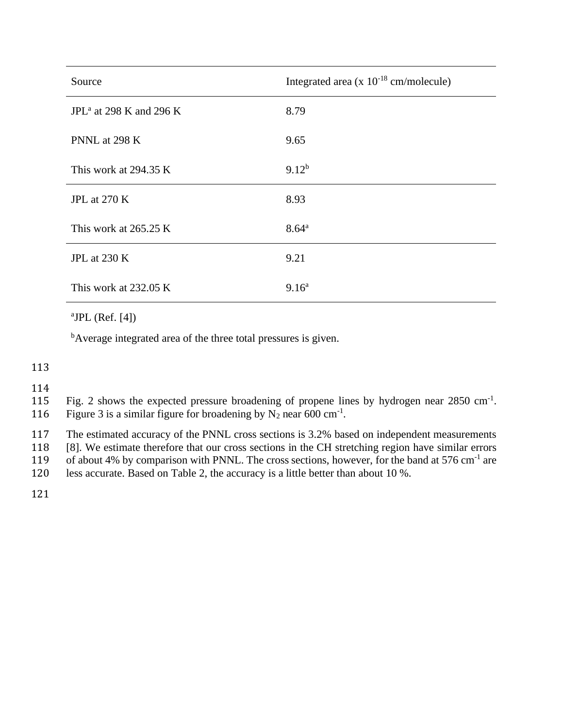| Source | Integrated area (x $10^{-18}$ cm/molecule) |
| --- | --- |
| JPL[a] at 298 K and 296 K | 8.79 |
| PNNL at 298 K | 9.65 |
| This work at 294.35 K | 9.12[b] |
| JPL at 270 K | 8.93 |
| This work at 265.25 K | 8.64[a] |
| JPL at 230 K | 9.21 |
| This work at 232.05 K | 9.16[a] |

[a]JPL (Ref. [4])

[b]Average integrated area of the three total pressures is given.

Fig. 2 shows the expected pressure broadening of propene lines by hydrogen near 2850 $cm^{-1}$. Figure 3 is a similar figure for broadening by $N_2$ near 600 $cm^{-1}$.

The estimated accuracy of the PNNL cross sections is 3.2% based on independent measurements [8]. We estimate therefore that our cross sections in the CH stretching region have similar errors of about 4% by comparison with PNNL. The cross sections, however, for the band at 576 $cm^{-1}$ are less accurate. Based on Table 2, the accuracy is a little better than about 10 %.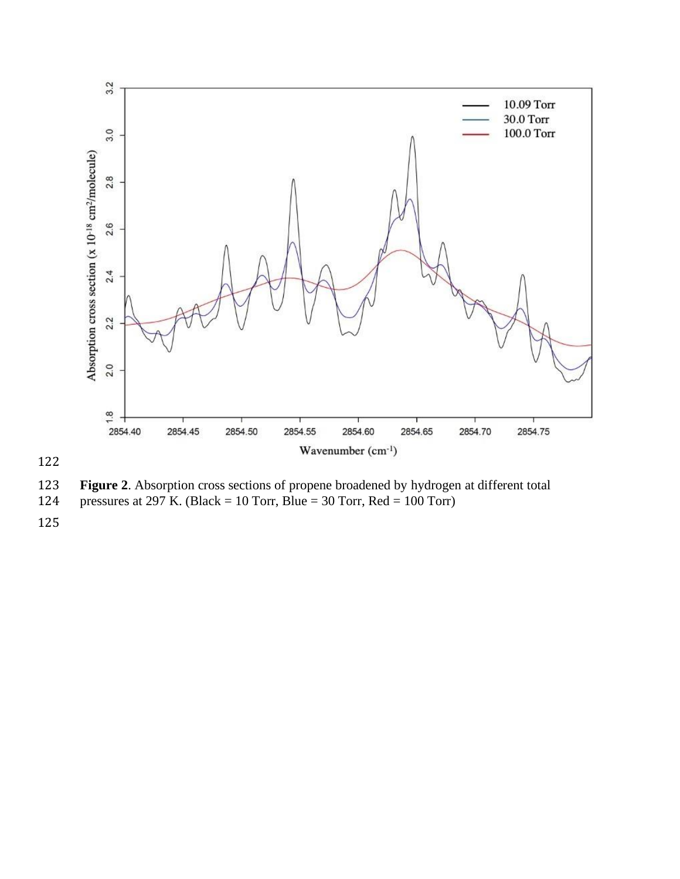**Figure 2**. Absorption cross sections of propene broadened by hydrogen at different total pressures at 297 K. (Black = 10 Torr, Blue = 30 Torr, Red = 100 Torr)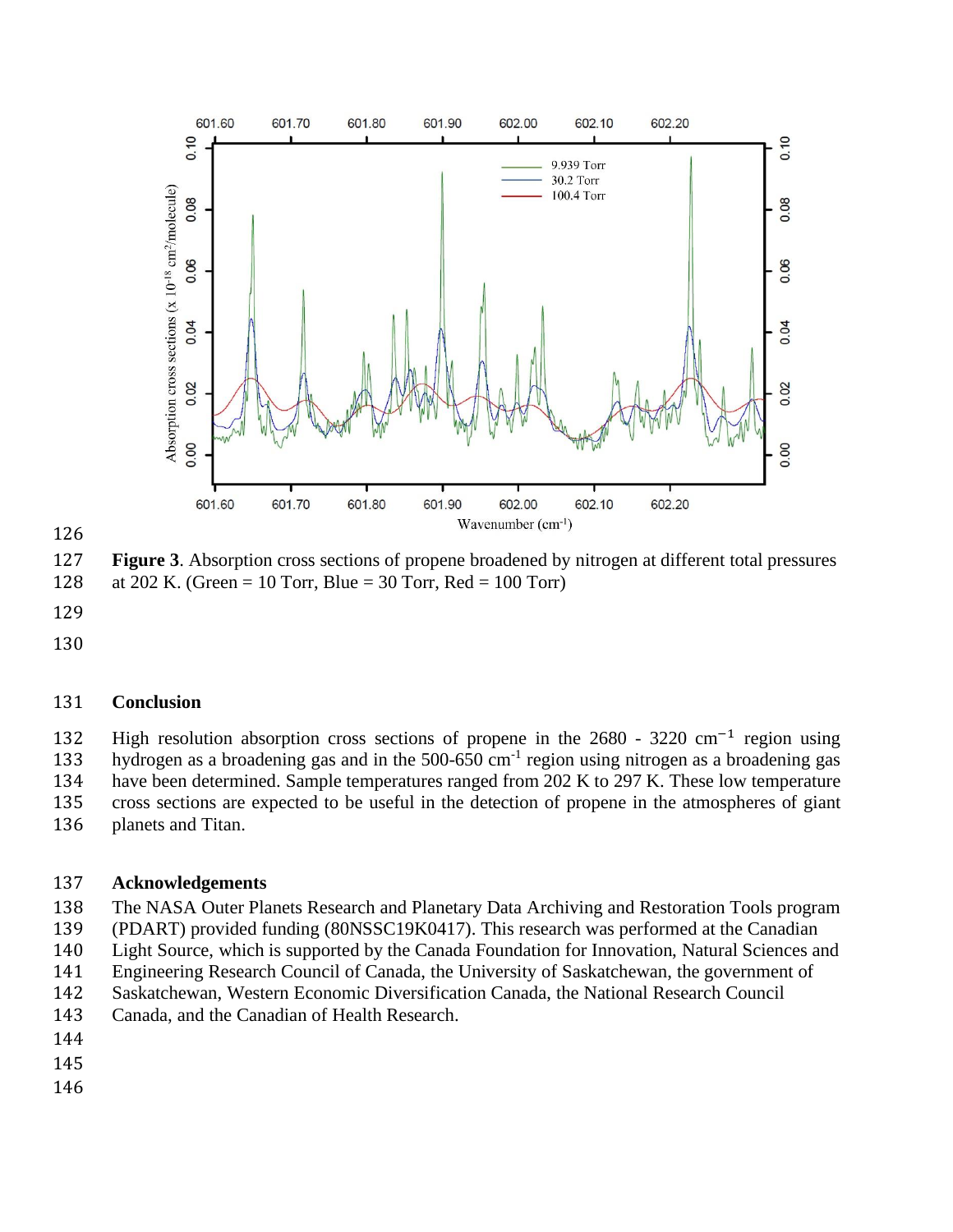**Figure 3**. Absorption cross sections of propene broadened by nitrogen at different total pressures at 202 K. (Green = 10 Torr, Blue = 30 Torr, Red = 100 Torr)

## Conclusion

High resolution absorption cross sections of propene in the 2680 - 3220 $cm^{-1}$ region using hydrogen as a broadening gas and in the 500-650 $cm^{-1}$ region using nitrogen as a broadening gas have been determined. Sample temperatures ranged from 202 K to 297 K. These low temperature cross sections are expected to be useful in the detection of propene in the atmospheres of giant planets and Titan.

## Acknowledgements

The NASA Outer Planets Research and Planetary Data Archiving and Restoration Tools program (PDART) provided funding (80NSSC19K0417). This research was performed at the Canadian Light Source, which is supported by the Canada Foundation for Innovation, Natural Sciences and Engineering Research Council of Canada, the University of Saskatchewan, the government of Saskatchewan, Western Economic Diversification Canada, the National Research Council Canada, and the Canadian of Health Research.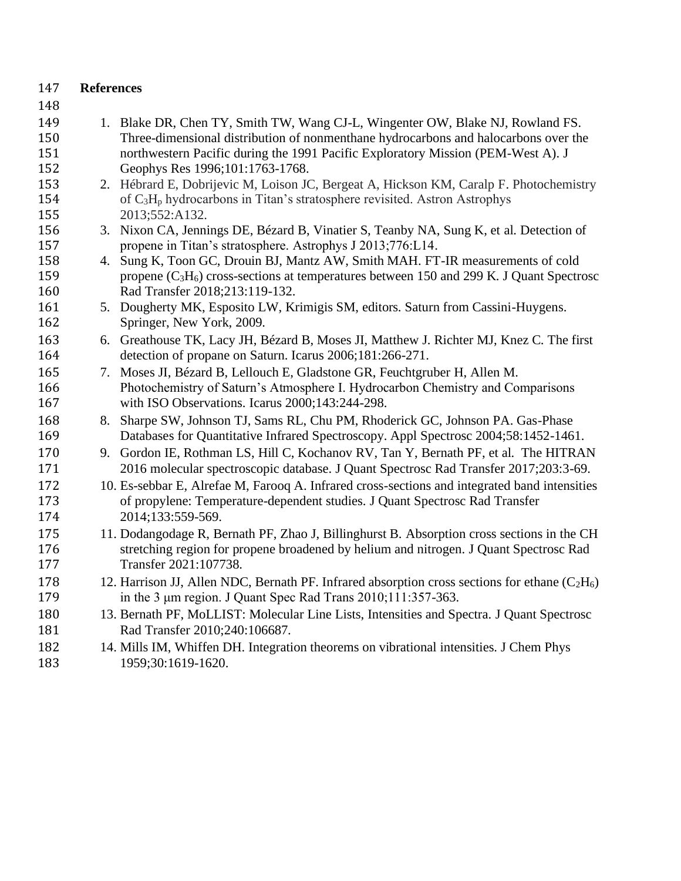**References**

1. Blake DR, Chen TY, Smith TW, Wang CJ-L, Wingenter OW, Blake NJ, Rowland FS. Three-dimensional distribution of nonmenthane hydrocarbons and halocarbons over the northwestern Pacific during the 1991 Pacific Exploratory Mission (PEM-West A). J Geophys Res 1996;101:1763-1768.
2. Hébrard E, Dobrijevic M, Loison JC, Bergeat A, Hickson KM, Caralp F. Photochemistry of $C_3H_p$ hydrocarbons in Titan's stratosphere revisited. Astron Astrophys 2013;552:A132.
3. Nixon CA, Jennings DE, Bézard B, Vinatier S, Teanby NA, Sung K, et al. Detection of propene in Titan's stratosphere. Astrophys J 2013;776:L14.
4. Sung K, Toon GC, Drouin BJ, Mantz AW, Smith MAH. FT-IR measurements of cold propene ($C_3H_6$) cross-sections at temperatures between 150 and 299 K. J Quant Spectrosc Rad Transfer 2018;213:119-132.
5. Dougherty MK, Esposito LW, Krimigis SM, editors. Saturn from Cassini-Huygens. Springer, New York, 2009.
6. Greathouse TK, Lacy JH, Bézard B, Moses JI, Matthew J. Richter MJ, Knez C. The first detection of propane on Saturn. Icarus 2006;181:266-271.
7. Moses JI, Bézard B, Lellouch E, Gladstone GR, Feuchtgruber H, Allen M. Photochemistry of Saturn's Atmosphere I. Hydrocarbon Chemistry and Comparisons with ISO Observations. Icarus 2000;143:244-298.
8. Sharpe SW, Johnson TJ, Sams RL, Chu PM, Rhoderick GC, Johnson PA. Gas-Phase Databases for Quantitative Infrared Spectroscopy. Appl Spectrosc 2004;58:1452-1461.
9. Gordon IE, Rothman LS, Hill C, Kochanov RV, Tan Y, Bernath PF, et al. The HITRAN 2016 molecular spectroscopic database. J Quant Spectrosc Rad Transfer 2017;203:3-69.
10. Es-sebbar E, Alrefae M, Farooq A. Infrared cross-sections and integrated band intensities of propylene: Temperature-dependent studies. J Quant Spectrosc Rad Transfer 2014;133:559-569.
11. Dodangodage R, Bernath PF, Zhao J, Billinghurst B. Absorption cross sections in the CH stretching region for propene broadened by helium and nitrogen. J Quant Spectrosc Rad Transfer 2021:107738.
12. Harrison JJ, Allen NDC, Bernath PF. Infrared absorption cross sections for ethane ($C_2H_6$) in the 3 μm region. J Quant Spec Rad Trans 2010;111:357-363.
13. Bernath PF, MoLLIST: Molecular Line Lists, Intensities and Spectra. J Quant Spectrosc Rad Transfer 2010;240:106687.
14. Mills IM, Whiffen DH. Integration theorems on vibrational intensities. J Chem Phys 1959;30:1619-1620.